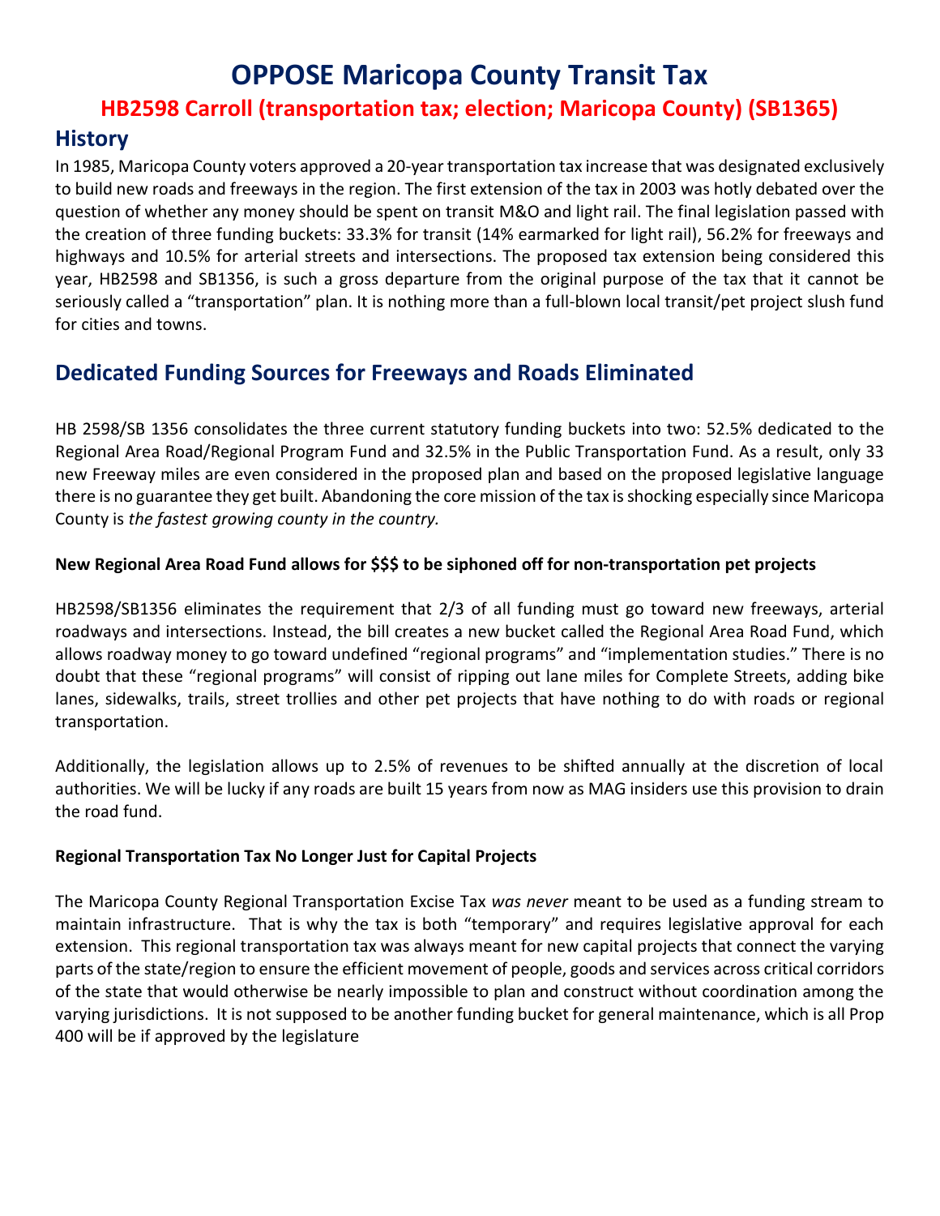# OPPOSE Maricopa County Transit Tax

## HB2598 Carroll (transportation tax; election; Maricopa County) (SB1365)

## History

In 1985, Maricopa County voters approved a 20-year transportation tax increase that was designated exclusively to build new roads and freeways in the region. The first extension of the tax in 2003 was hotly debated over the question of whether any money should be spent on transit M&O and light rail. The final legislation passed with the creation of three funding buckets: 33.3% for transit (14% earmarked for light rail), 56.2% for freeways and highways and 10.5% for arterial streets and intersections. The proposed tax extension being considered this year, HB2598 and SB1356, is such a gross departure from the original purpose of the tax that it cannot be seriously called a "transportation" plan. It is nothing more than a full-blown local transit/pet project slush fund for cities and towns.

## Dedicated Funding Sources for Freeways and Roads Eliminated

HB 2598/SB 1356 consolidates the three current statutory funding buckets into two: 52.5% dedicated to the Regional Area Road/Regional Program Fund and 32.5% in the Public Transportation Fund. As a result, only 33 new Freeway miles are even considered in the proposed plan and based on the proposed legislative language there is no guarantee they get built. Abandoning the core mission of the tax is shocking especially since Maricopa County is *the fastest growing county in the country.*

### New Regional Area Road Fund allows for $$$ to be siphoned off for non-transportation pet projects

HB2598/SB1356 eliminates the requirement that 2/3 of all funding must go toward new freeways, arterial roadways and intersections. Instead, the bill creates a new bucket called the Regional Area Road Fund, which allows roadway money to go toward undefined "regional programs" and "implementation studies." There is no doubt that these "regional programs" will consist of ripping out lane miles for Complete Streets, adding bike lanes, sidewalks, trails, street trollies and other pet projects that have nothing to do with roads or regional transportation.

Additionally, the legislation allows up to 2.5% of revenues to be shifted annually at the discretion of local authorities. We will be lucky if any roads are built 15 years from now as MAG insiders use this provision to drain the road fund.

### Regional Transportation Tax No Longer Just for Capital Projects

The Maricopa County Regional Transportation Excise Tax *was never* meant to be used as a funding stream to maintain infrastructure. That is why the tax is both "temporary" and requires legislative approval for each extension. This regional transportation tax was always meant for new capital projects that connect the varying parts of the state/region to ensure the efficient movement of people, goods and services across critical corridors of the state that would otherwise be nearly impossible to plan and construct without coordination among the varying jurisdictions. It is not supposed to be another funding bucket for general maintenance, which is all Prop 400 will be if approved by the legislature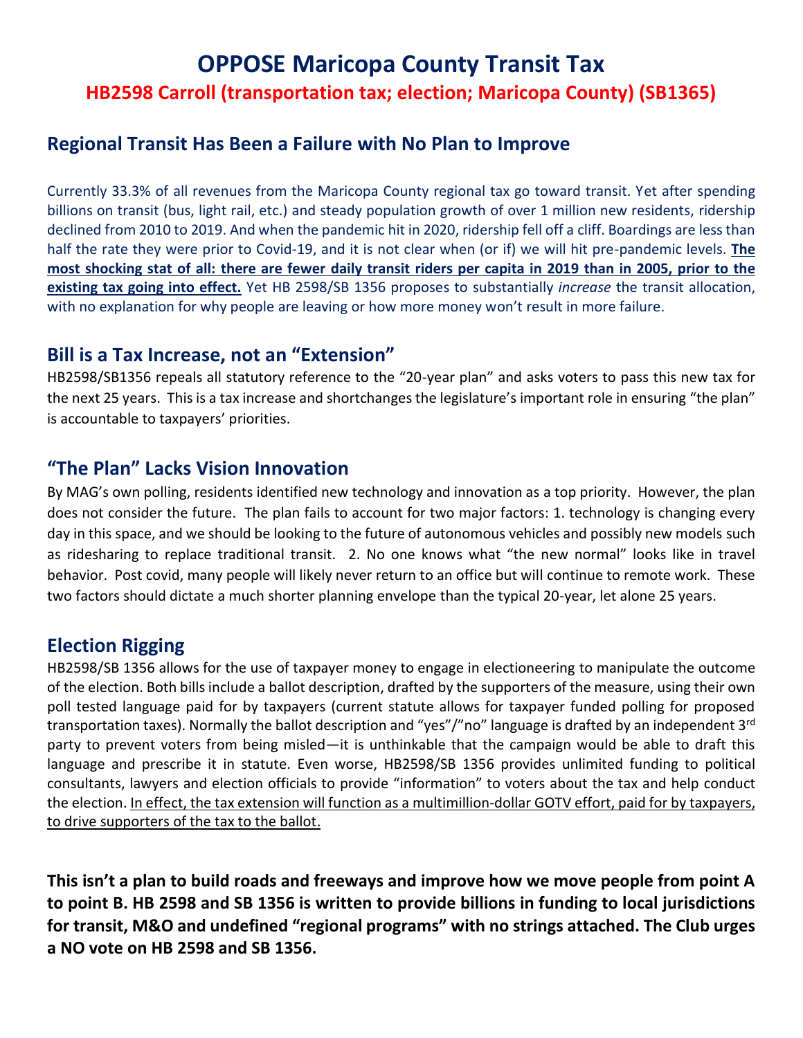# OPPOSE Maricopa County Transit Tax

## HB2598 Carroll (transportation tax; election; Maricopa County) (SB1365)

## Regional Transit Has Been a Failure with No Plan to Improve

Currently 33.3% of all revenues from the Maricopa County regional tax go toward transit. Yet after spending billions on transit (bus, light rail, etc.) and steady population growth of over 1 million new residents, ridership declined from 2010 to 2019. And when the pandemic hit in 2020, ridership fell off a cliff. Boardings are less than half the rate they were prior to Covid-19, and it is not clear when (or if) we will hit pre-pandemic levels. **The most shocking stat of all: there are fewer daily transit riders per capita in 2019 than in 2005, prior to the existing tax going into effect.** Yet HB 2598/SB 1356 proposes to substantially *increase* the transit allocation, with no explanation for why people are leaving or how more money won't result in more failure.

## Bill is a Tax Increase, not an "Extension"

HB2598/SB1356 repeals all statutory reference to the "20-year plan" and asks voters to pass this new tax for the next 25 years. This is a tax increase and shortchanges the legislature's important role in ensuring "the plan" is accountable to taxpayers' priorities.

## "The Plan" Lacks Vision Innovation

By MAG's own polling, residents identified new technology and innovation as a top priority. However, the plan does not consider the future. The plan fails to account for two major factors: 1. technology is changing every day in this space, and we should be looking to the future of autonomous vehicles and possibly new models such as ridesharing to replace traditional transit. 2. No one knows what "the new normal" looks like in travel behavior. Post covid, many people will likely never return to an office but will continue to remote work. These two factors should dictate a much shorter planning envelope than the typical 20-year, let alone 25 years.

## Election Rigging

HB2598/SB 1356 allows for the use of taxpayer money to engage in electioneering to manipulate the outcome of the election. Both bills include a ballot description, drafted by the supporters of the measure, using their own poll tested language paid for by taxpayers (current statute allows for taxpayer funded polling for proposed transportation taxes). Normally the ballot description and "yes"/"no" language is drafted by an independent 3rd party to prevent voters from being misled—it is unthinkable that the campaign would be able to draft this language and prescribe it in statute. Even worse, HB2598/SB 1356 provides unlimited funding to political consultants, lawyers and election officials to provide "information" to voters about the tax and help conduct the election. In effect, the tax extension will function as a multimillion-dollar GOTV effort, paid for by taxpayers, to drive supporters of the tax to the ballot.

**This isn't a plan to build roads and freeways and improve how we move people from point A to point B. HB 2598 and SB 1356 is written to provide billions in funding to local jurisdictions for transit, M&O and undefined "regional programs" with no strings attached. The Club urges a NO vote on HB 2598 and SB 1356.**